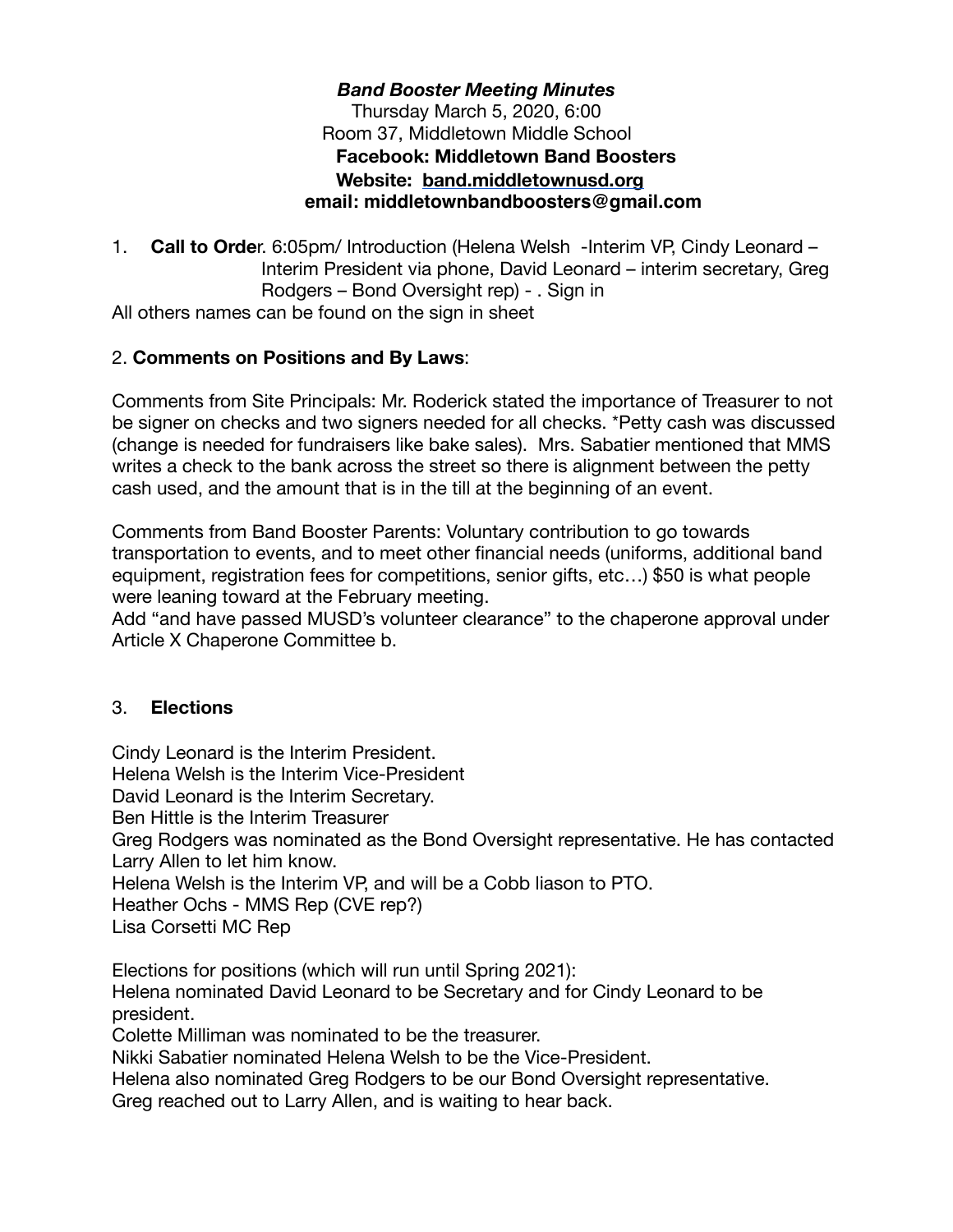***Band Booster Meeting Minutes***

Thursday March 5, 2020, 6:00

Room 37, Middletown Middle School

**Facebook: Middletown Band Boosters**

**Website: band.middletownusd.org**

**email: middletownbandboosters@gmail.com**

1. **Call to Orde**r. 6:05pm/ Introduction (Helena Welsh -Interim VP, Cindy Leonard – Interim President via phone, David Leonard – interim secretary, Greg Rodgers – Bond Oversight rep) - . Sign in

All others names can be found on the sign in sheet

2. **Comments on Positions and By Laws**:

Comments from Site Principals: Mr. Roderick stated the importance of Treasurer to not be signer on checks and two signers needed for all checks. *Petty cash was discussed (change is needed for fundraisers like bake sales). Mrs. Sabatier mentioned that MMS writes a check to the bank across the street so there is alignment between the petty cash used, and the amount that is in the till at the beginning of an event.

Comments from Band Booster Parents: Voluntary contribution to go towards transportation to events, and to meet other financial needs (uniforms, additional band equipment, registration fees for competitions, senior gifts, etc…) $50 is what people were leaning toward at the February meeting.

Add "and have passed MUSD's volunteer clearance" to the chaperone approval under Article X Chaperone Committee b.

3. **Elections**

Cindy Leonard is the Interim President.
Helena Welsh is the Interim Vice-President
David Leonard is the Interim Secretary.
Ben Hittle is the Interim Treasurer
Greg Rodgers was nominated as the Bond Oversight representative. He has contacted Larry Allen to let him know.
Helena Welsh is the Interim VP, and will be a Cobb liason to PTO.
Heather Ochs - MMS Rep (CVE rep?)
Lisa Corsetti MC Rep

Elections for positions (which will run until Spring 2021):
Helena nominated David Leonard to be Secretary and for Cindy Leonard to be president.
Colette Milliman was nominated to be the treasurer.
Nikki Sabatier nominated Helena Welsh to be the Vice-President.
Helena also nominated Greg Rodgers to be our Bond Oversight representative.
Greg reached out to Larry Allen, and is waiting to hear back.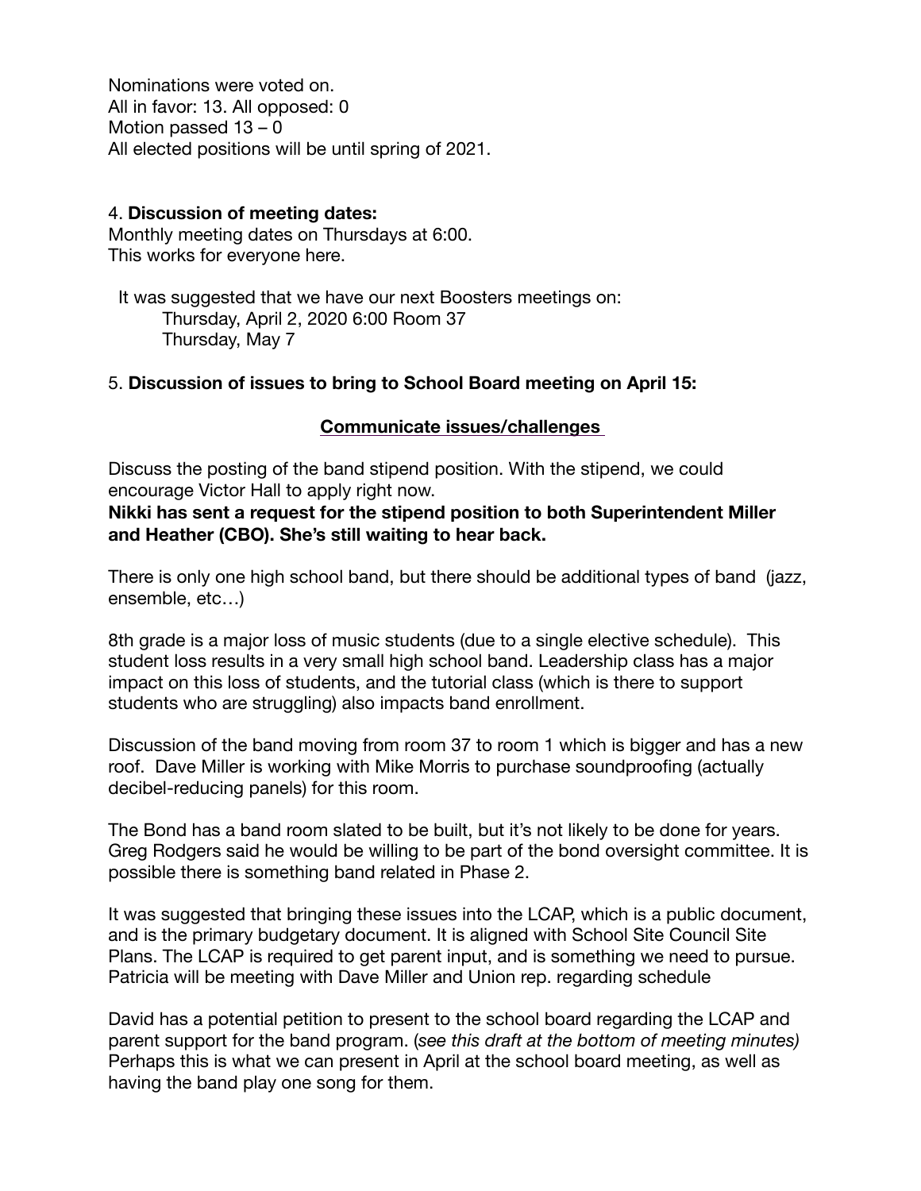Nominations were voted on.
All in favor: 13. All opposed: 0
Motion passed 13 – 0
All elected positions will be until spring of 2021.

4. **Discussion of meeting dates:**
Monthly meeting dates on Thursdays at 6:00.
This works for everyone here.

It was suggested that we have our next Boosters meetings on:
Thursday, April 2, 2020 6:00 Room 37
Thursday, May 7

5. **Discussion of issues to bring to School Board meeting on April 15:**

**<u>Communicate issues/challenges</u>**

Discuss the posting of the band stipend position. With the stipend, we could encourage Victor Hall to apply right now.
**Nikki has sent a request for the stipend position to both Superintendent Miller and Heather (CBO). She's still waiting to hear back.**

There is only one high school band, but there should be additional types of band (jazz, ensemble, etc…)

8th grade is a major loss of music students (due to a single elective schedule). This student loss results in a very small high school band. Leadership class has a major impact on this loss of students, and the tutorial class (which is there to support students who are struggling) also impacts band enrollment.

Discussion of the band moving from room 37 to room 1 which is bigger and has a new roof. Dave Miller is working with Mike Morris to purchase soundproofing (actually decibel-reducing panels) for this room.

The Bond has a band room slated to be built, but it's not likely to be done for years. Greg Rodgers said he would be willing to be part of the bond oversight committee. It is possible there is something band related in Phase 2.

It was suggested that bringing these issues into the LCAP, which is a public document, and is the primary budgetary document. It is aligned with School Site Council Site Plans. The LCAP is required to get parent input, and is something we need to pursue. Patricia will be meeting with Dave Miller and Union rep. regarding schedule

David has a potential petition to present to the school board regarding the LCAP and parent support for the band program. (*see this draft at the bottom of meeting minutes)* Perhaps this is what we can present in April at the school board meeting, as well as having the band play one song for them.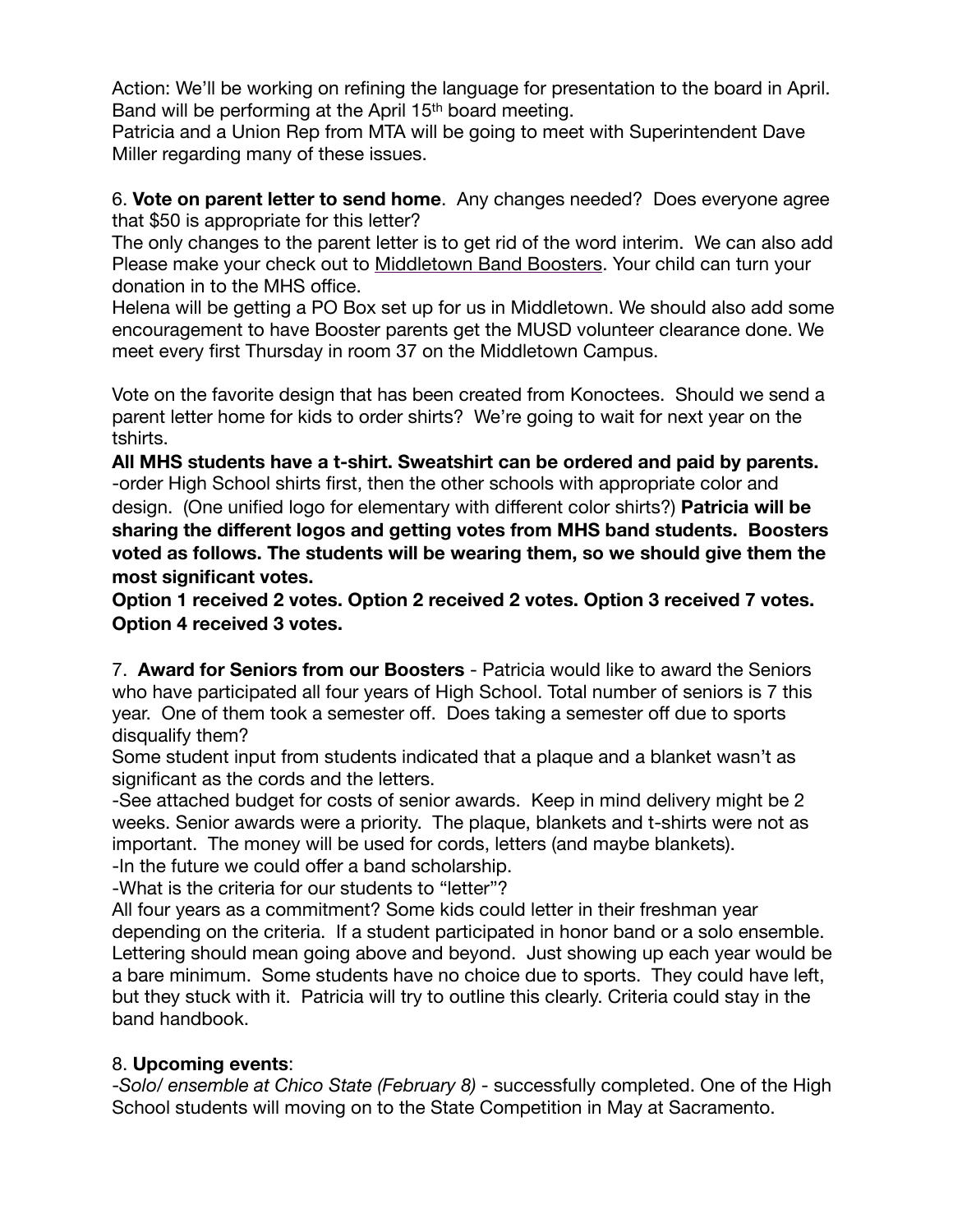Action: We'll be working on refining the language for presentation to the board in April. Band will be performing at the April 15th board meeting.
Patricia and a Union Rep from MTA will be going to meet with Superintendent Dave Miller regarding many of these issues.

6. **Vote on parent letter to send home**. Any changes needed? Does everyone agree that $50 is appropriate for this letter?
The only changes to the parent letter is to get rid of the word interim. We can also add Please make your check out to <u>Middletown Band Boosters</u>. Your child can turn your donation in to the MHS office.
Helena will be getting a PO Box set up for us in Middletown. We should also add some encouragement to have Booster parents get the MUSD volunteer clearance done. We meet every first Thursday in room 37 on the Middletown Campus.

Vote on the favorite design that has been created from Konoctees. Should we send a parent letter home for kids to order shirts? We're going to wait for next year on the tshirts.
**All MHS students have a t-shirt. Sweatshirt can be ordered and paid by parents.**
-order High School shirts first, then the other schools with appropriate color and design. (One unified logo for elementary with different color shirts?) **Patricia will be sharing the different logos and getting votes from MHS band students. Boosters voted as follows. The students will be wearing them, so we should give them the most significant votes.**
**Option 1 received 2 votes. Option 2 received 2 votes. Option 3 received 7 votes. Option 4 received 3 votes.**

7. **Award for Seniors from our Boosters** - Patricia would like to award the Seniors who have participated all four years of High School. Total number of seniors is 7 this year. One of them took a semester off. Does taking a semester off due to sports disqualify them?
Some student input from students indicated that a plaque and a blanket wasn't as significant as the cords and the letters.
-See attached budget for costs of senior awards. Keep in mind delivery might be 2 weeks. Senior awards were a priority. The plaque, blankets and t-shirts were not as important. The money will be used for cords, letters (and maybe blankets).
-In the future we could offer a band scholarship.
-What is the criteria for our students to "letter"?
All four years as a commitment? Some kids could letter in their freshman year depending on the criteria. If a student participated in honor band or a solo ensemble. Lettering should mean going above and beyond. Just showing up each year would be a bare minimum. Some students have no choice due to sports. They could have left, but they stuck with it. Patricia will try to outline this clearly. Criteria could stay in the band handbook.

8. **Upcoming events**:
-*Solo/ ensemble at Chico State (February 8)* - successfully completed. One of the High School students will moving on to the State Competition in May at Sacramento.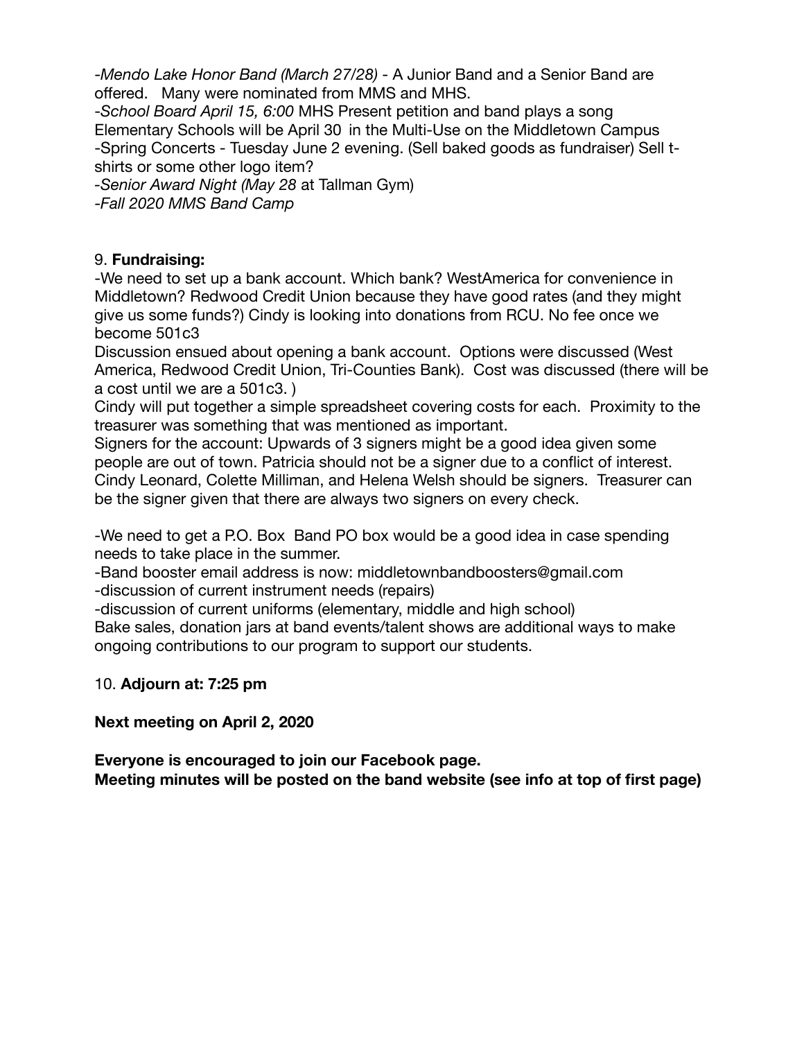-*Mendo Lake Honor Band (March 27/28)* - A Junior Band and a Senior Band are offered. Many were nominated from MMS and MHS.
-*School Board April 15, 6:00* MHS Present petition and band plays a song
Elementary Schools will be April 30 in the Multi-Use on the Middletown Campus
-Spring Concerts - Tuesday June 2 evening. (Sell baked goods as fundraiser) Sell t-shirts or some other logo item?
-*Senior Award Night (May 28* at Tallman Gym)
-*Fall 2020 MMS Band Camp*

9. **Fundraising:**
-We need to set up a bank account. Which bank? WestAmerica for convenience in Middletown? Redwood Credit Union because they have good rates (and they might give us some funds?) Cindy is looking into donations from RCU. No fee once we become 501c3
Discussion ensued about opening a bank account. Options were discussed (West America, Redwood Credit Union, Tri-Counties Bank). Cost was discussed (there will be a cost until we are a 501c3. )
Cindy will put together a simple spreadsheet covering costs for each. Proximity to the treasurer was something that was mentioned as important.
Signers for the account: Upwards of 3 signers might be a good idea given some people are out of town. Patricia should not be a signer due to a conflict of interest. Cindy Leonard, Colette Milliman, and Helena Welsh should be signers. Treasurer can be the signer given that there are always two signers on every check.

-We need to get a P.O. Box Band PO box would be a good idea in case spending needs to take place in the summer.
-Band booster email address is now: middletownbandboosters@gmail.com
-discussion of current instrument needs (repairs)
-discussion of current uniforms (elementary, middle and high school)
Bake sales, donation jars at band events/talent shows are additional ways to make ongoing contributions to our program to support our students.

10. **Adjourn at: 7:25 pm**

**Next meeting on April 2, 2020**

**Everyone is encouraged to join our Facebook page.**
**Meeting minutes will be posted on the band website (see info at top of first page)**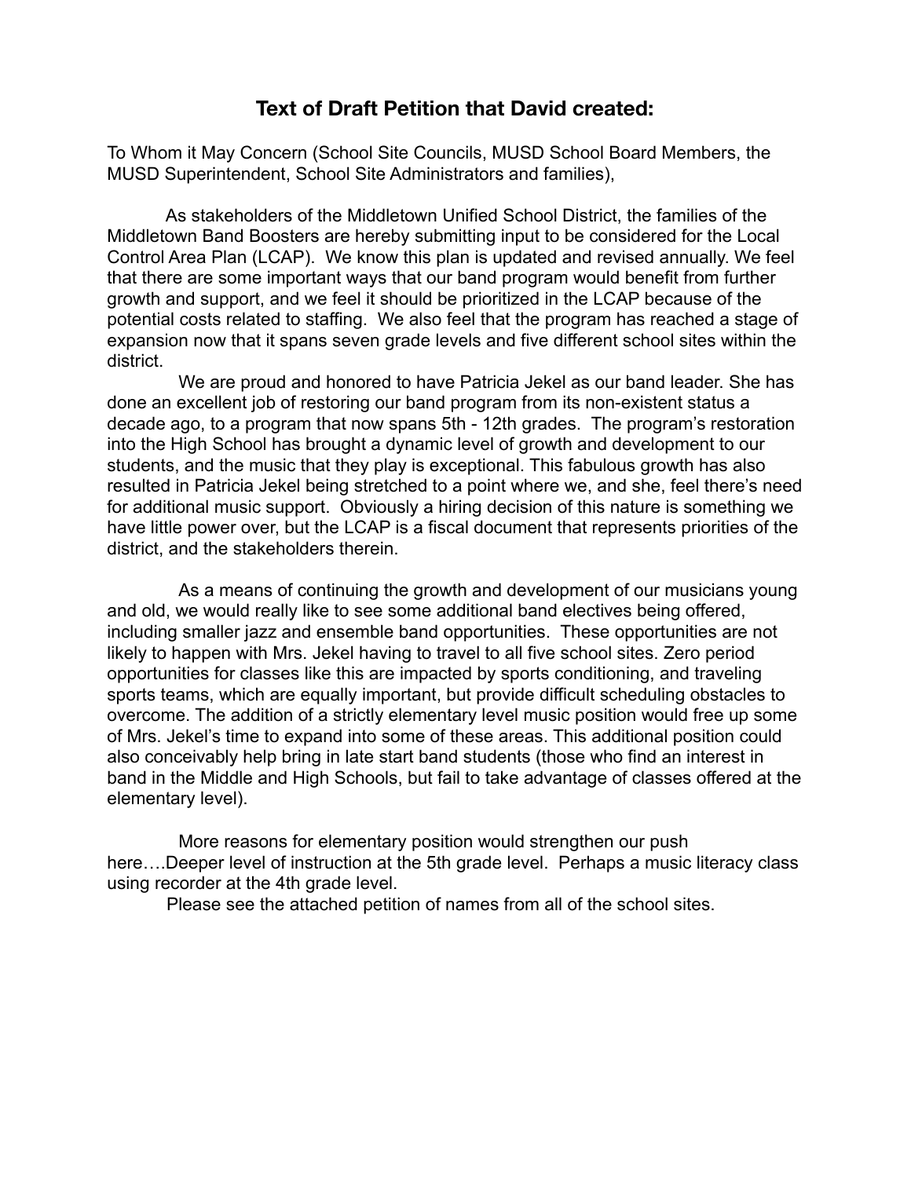## Text of Draft Petition that David created:

To Whom it May Concern (School Site Councils, MUSD School Board Members, the MUSD Superintendent, School Site Administrators and families),

As stakeholders of the Middletown Unified School District, the families of the Middletown Band Boosters are hereby submitting input to be considered for the Local Control Area Plan (LCAP). We know this plan is updated and revised annually. We feel that there are some important ways that our band program would benefit from further growth and support, and we feel it should be prioritized in the LCAP because of the potential costs related to staffing. We also feel that the program has reached a stage of expansion now that it spans seven grade levels and five different school sites within the district.

We are proud and honored to have Patricia Jekel as our band leader. She has done an excellent job of restoring our band program from its non-existent status a decade ago, to a program that now spans 5th - 12th grades. The program's restoration into the High School has brought a dynamic level of growth and development to our students, and the music that they play is exceptional. This fabulous growth has also resulted in Patricia Jekel being stretched to a point where we, and she, feel there's need for additional music support. Obviously a hiring decision of this nature is something we have little power over, but the LCAP is a fiscal document that represents priorities of the district, and the stakeholders therein.

As a means of continuing the growth and development of our musicians young and old, we would really like to see some additional band electives being offered, including smaller jazz and ensemble band opportunities. These opportunities are not likely to happen with Mrs. Jekel having to travel to all five school sites. Zero period opportunities for classes like this are impacted by sports conditioning, and traveling sports teams, which are equally important, but provide difficult scheduling obstacles to overcome. The addition of a strictly elementary level music position would free up some of Mrs. Jekel's time to expand into some of these areas. This additional position could also conceivably help bring in late start band students (those who find an interest in band in the Middle and High Schools, but fail to take advantage of classes offered at the elementary level).

More reasons for elementary position would strengthen our push here….Deeper level of instruction at the 5th grade level. Perhaps a music literacy class using recorder at the 4th grade level.

Please see the attached petition of names from all of the school sites.